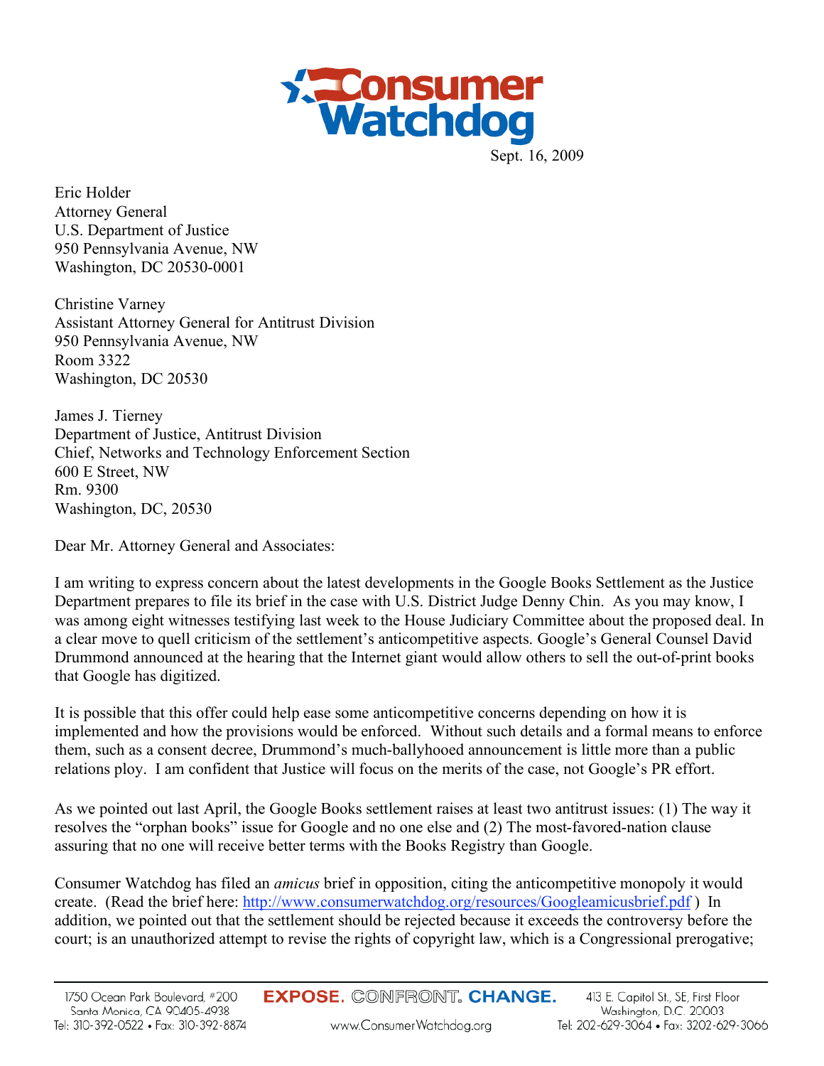Consumer Watchdog

Sept. 16, 2009

Eric Holder
Attorney General
U.S. Department of Justice
950 Pennsylvania Avenue, NW
Washington, DC 20530-0001

Christine Varney
Assistant Attorney General for Antitrust Division
950 Pennsylvania Avenue, NW
Room 3322
Washington, DC 20530

James J. Tierney
Department of Justice, Antitrust Division
Chief, Networks and Technology Enforcement Section
600 E Street, NW
Rm. 9300
Washington, DC, 20530

Dear Mr. Attorney General and Associates:

I am writing to express concern about the latest developments in the Google Books Settlement as the Justice Department prepares to file its brief in the case with U.S. District Judge Denny Chin. As you may know, I was among eight witnesses testifying last week to the House Judiciary Committee about the proposed deal. In a clear move to quell criticism of the settlement's anticompetitive aspects. Google's General Counsel David Drummond announced at the hearing that the Internet giant would allow others to sell the out-of-print books that Google has digitized.

It is possible that this offer could help ease some anticompetitive concerns depending on how it is implemented and how the provisions would be enforced. Without such details and a formal means to enforce them, such as a consent decree, Drummond's much-ballyhooed announcement is little more than a public relations ploy. I am confident that Justice will focus on the merits of the case, not Google's PR effort.

As we pointed out last April, the Google Books settlement raises at least two antitrust issues: (1) The way it resolves the "orphan books" issue for Google and no one else and (2) The most-favored-nation clause assuring that no one will receive better terms with the Books Registry than Google.

Consumer Watchdog has filed an *amicus* brief in opposition, citing the anticompetitive monopoly it would create. (Read the brief here: http://www.consumerwatchdog.org/resources/Googleamicusbrief.pdf ) In addition, we pointed out that the settlement should be rejected because it exceeds the controversy before the court; is an unauthorized attempt to revise the rights of copyright law, which is a Congressional prerogative;

1750 Ocean Park Boulevard, #200
Santa Monica, CA 90405-4938
Tel: 310-392-0522 • Fax: 310-392-8874

EXPOSE. CONFRONT. CHANGE.
www.ConsumerWatchdog.org

413 E. Capitol St., SE, First Floor
Washington, D.C. 20003
Tel: 202-629-3064 • Fax: 3202-629-3066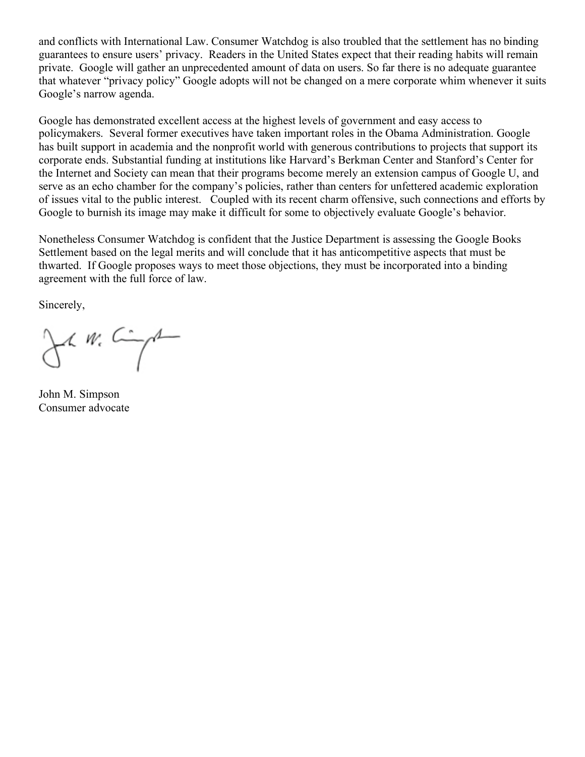and conflicts with International Law. Consumer Watchdog is also troubled that the settlement has no binding guarantees to ensure users' privacy. Readers in the United States expect that their reading habits will remain private. Google will gather an unprecedented amount of data on users. So far there is no adequate guarantee that whatever "privacy policy" Google adopts will not be changed on a mere corporate whim whenever it suits Google's narrow agenda.

Google has demonstrated excellent access at the highest levels of government and easy access to policymakers. Several former executives have taken important roles in the Obama Administration. Google has built support in academia and the nonprofit world with generous contributions to projects that support its corporate ends. Substantial funding at institutions like Harvard's Berkman Center and Stanford's Center for the Internet and Society can mean that their programs become merely an extension campus of Google U, and serve as an echo chamber for the company's policies, rather than centers for unfettered academic exploration of issues vital to the public interest. Coupled with its recent charm offensive, such connections and efforts by Google to burnish its image may make it difficult for some to objectively evaluate Google's behavior.

Nonetheless Consumer Watchdog is confident that the Justice Department is assessing the Google Books Settlement based on the legal merits and will conclude that it has anticompetitive aspects that must be thwarted. If Google proposes ways to meet those objections, they must be incorporated into a binding agreement with the full force of law.

Sincerely,

John M. Simpson
Consumer advocate